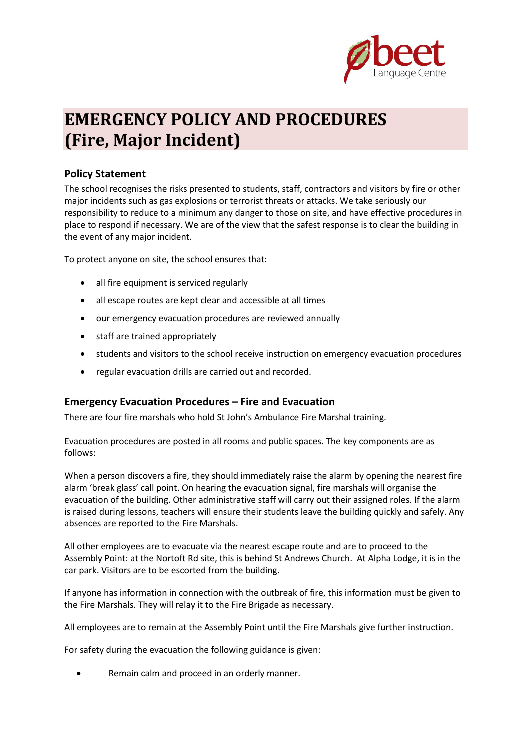# EMERGENCY POLICY AND PROCEDURES (Fire, Major Incident)

## Policy Statement

The school recognises the risks presented to students, staff, contractors and visitors by fire or other major incidents such as gas explosions or terrorist threats or attacks. We take seriously our responsibility to reduce to a minimum any danger to those on site, and have effective procedures in place to respond if necessary. We are of the view that the safest response is to clear the building in the event of any major incident.

To protect anyone on site, the school ensures that:

- all fire equipment is serviced regularly
- all escape routes are kept clear and accessible at all times
- our emergency evacuation procedures are reviewed annually
- staff are trained appropriately
- students and visitors to the school receive instruction on emergency evacuation procedures
- regular evacuation drills are carried out and recorded.

## Emergency Evacuation Procedures – Fire and Evacuation

There are four fire marshals who hold St John's Ambulance Fire Marshal training.

Evacuation procedures are posted in all rooms and public spaces. The key components are as follows:

When a person discovers a fire, they should immediately raise the alarm by opening the nearest fire alarm 'break glass' call point. On hearing the evacuation signal, fire marshals will organise the evacuation of the building. Other administrative staff will carry out their assigned roles. If the alarm is raised during lessons, teachers will ensure their students leave the building quickly and safely. Any absences are reported to the Fire Marshals.

All other employees are to evacuate via the nearest escape route and are to proceed to the Assembly Point: at the Nortoft Rd site, this is behind St Andrews Church. At Alpha Lodge, it is in the car park. Visitors are to be escorted from the building.

If anyone has information in connection with the outbreak of fire, this information must be given to the Fire Marshals. They will relay it to the Fire Brigade as necessary.

All employees are to remain at the Assembly Point until the Fire Marshals give further instruction.

For safety during the evacuation the following guidance is given:

- Remain calm and proceed in an orderly manner.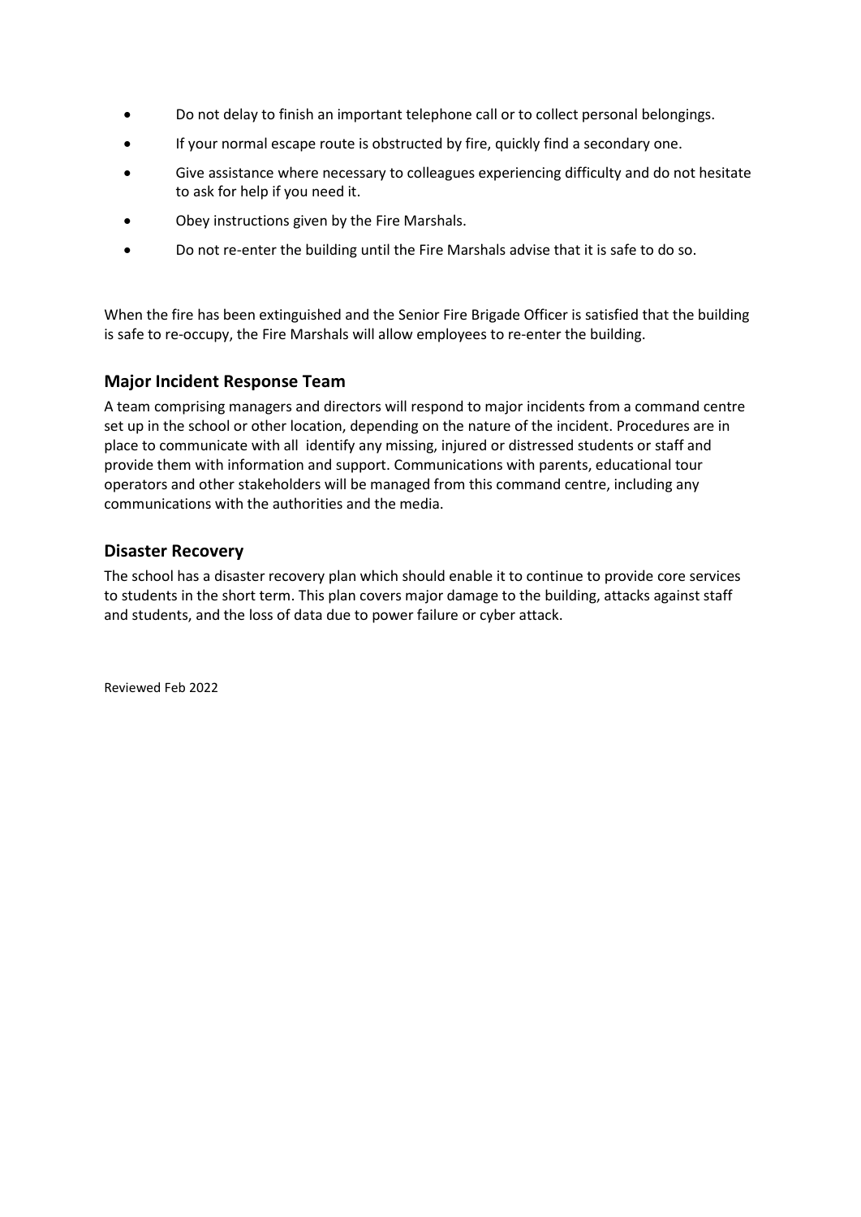- Do not delay to finish an important telephone call or to collect personal belongings.
- If your normal escape route is obstructed by fire, quickly find a secondary one.
- Give assistance where necessary to colleagues experiencing difficulty and do not hesitate to ask for help if you need it.
- Obey instructions given by the Fire Marshals.
- Do not re-enter the building until the Fire Marshals advise that it is safe to do so.

When the fire has been extinguished and the Senior Fire Brigade Officer is satisfied that the building is safe to re-occupy, the Fire Marshals will allow employees to re-enter the building.

## Major Incident Response Team

A team comprising managers and directors will respond to major incidents from a command centre set up in the school or other location, depending on the nature of the incident. Procedures are in place to communicate with all  identify any missing, injured or distressed students or staff and provide them with information and support. Communications with parents, educational tour operators and other stakeholders will be managed from this command centre, including any communications with the authorities and the media.

## Disaster Recovery

The school has a disaster recovery plan which should enable it to continue to provide core services to students in the short term. This plan covers major damage to the building, attacks against staff and students, and the loss of data due to power failure or cyber attack.

Reviewed Feb 2022